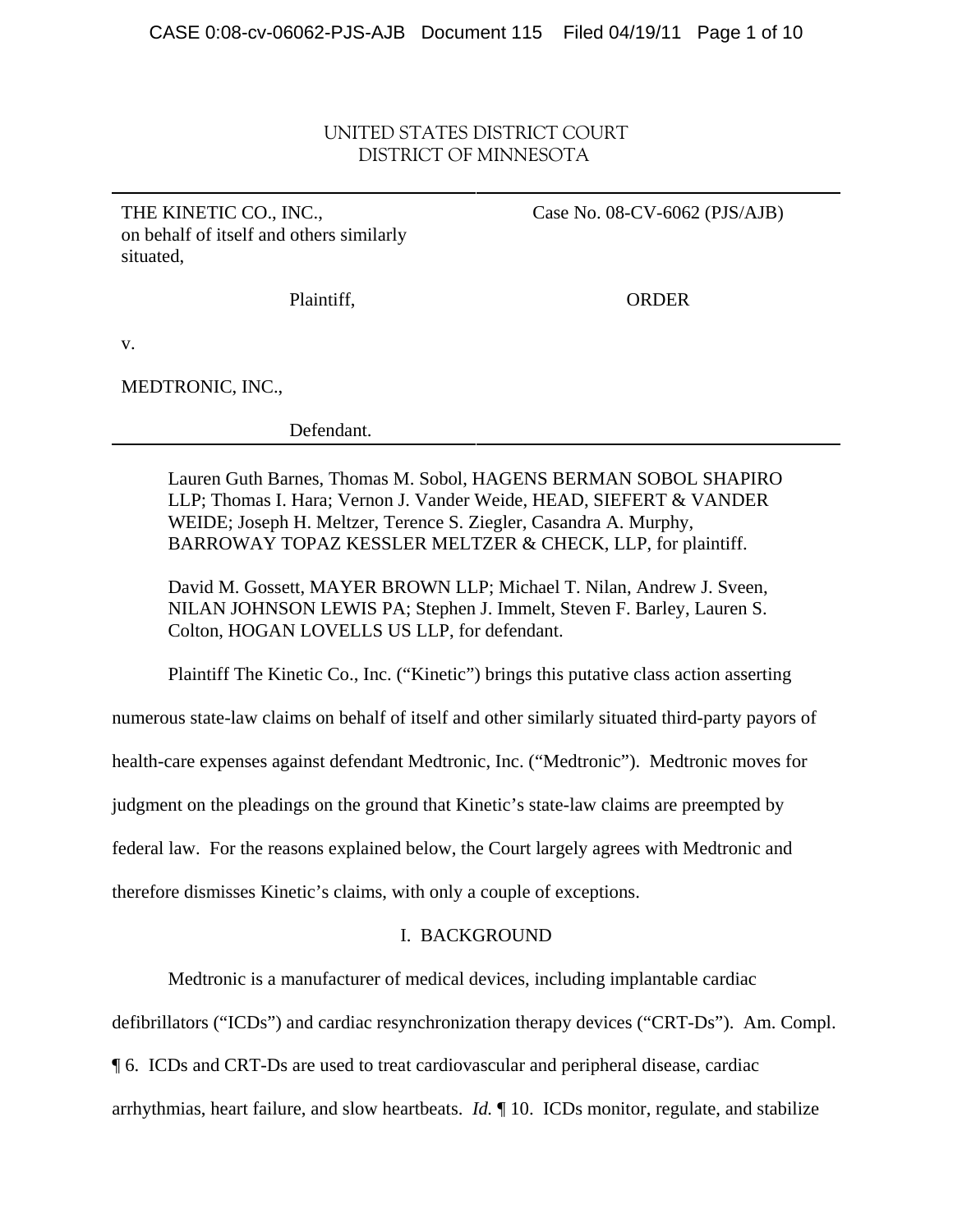UNITED STATES DISTRICT COURT
DISTRICT OF MINNESOTA

| | |
|---|---|
| THE KINETIC CO., INC., on behalf of itself and others similarly situated,<br><br>Plaintiff,<br><br>v.<br><br>MEDTRONIC, INC.,<br><br>Defendant. | Case No. 08-CV-6062 (PJS/AJB)<br><br>ORDER |

Lauren Guth Barnes, Thomas M. Sobol, HAGENS BERMAN SOBOL SHAPIRO LLP; Thomas I. Hara; Vernon J. Vander Weide, HEAD, SIEFERT & VANDER WEIDE; Joseph H. Meltzer, Terence S. Ziegler, Casandra A. Murphy, BARROWAY TOPAZ KESSLER MELTZER & CHECK, LLP, for plaintiff.

David M. Gossett, MAYER BROWN LLP; Michael T. Nilan, Andrew J. Sveen, NILAN JOHNSON LEWIS PA; Stephen J. Immelt, Steven F. Barley, Lauren S. Colton, HOGAN LOVELLS US LLP, for defendant.

Plaintiff The Kinetic Co., Inc. ("Kinetic") brings this putative class action asserting numerous state-law claims on behalf of itself and other similarly situated third-party payors of health-care expenses against defendant Medtronic, Inc. ("Medtronic"). Medtronic moves for judgment on the pleadings on the ground that Kinetic's state-law claims are preempted by federal law. For the reasons explained below, the Court largely agrees with Medtronic and therefore dismisses Kinetic's claims, with only a couple of exceptions.

## I. BACKGROUND

Medtronic is a manufacturer of medical devices, including implantable cardiac defibrillators ("ICDs") and cardiac resynchronization therapy devices ("CRT-Ds"). Am. Compl. ¶ 6. ICDs and CRT-Ds are used to treat cardiovascular and peripheral disease, cardiac arrhythmias, heart failure, and slow heartbeats. *Id.* ¶ 10. ICDs monitor, regulate, and stabilize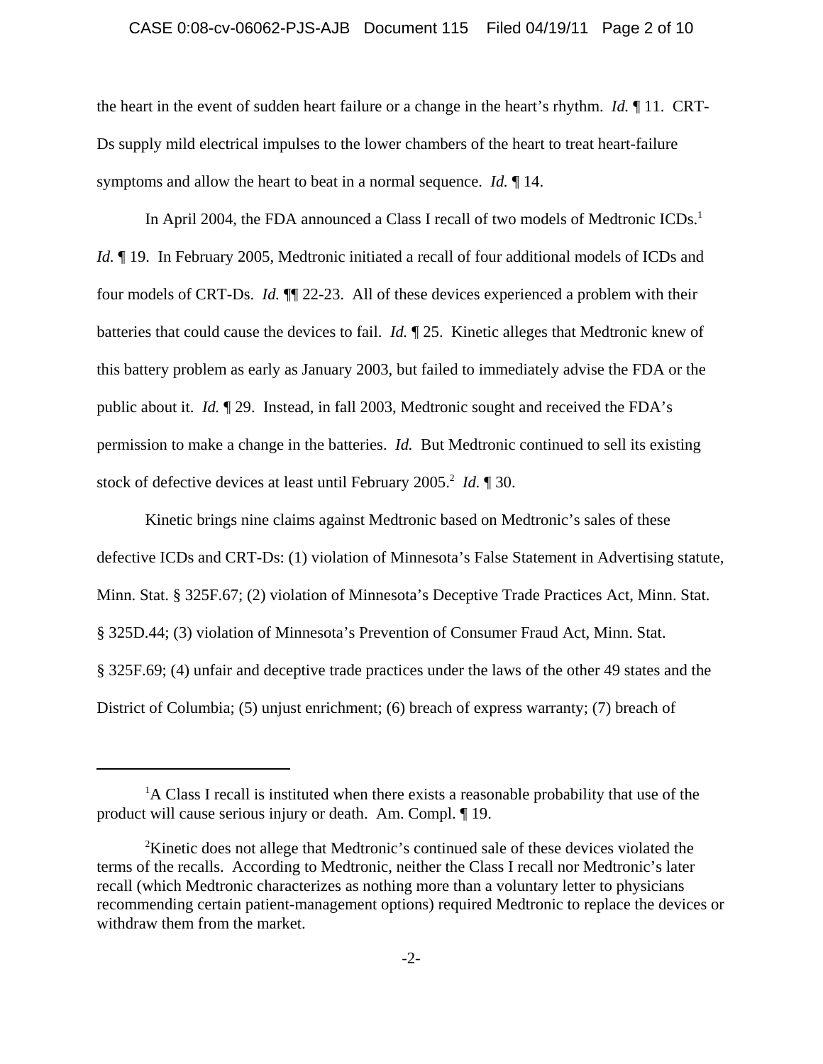the heart in the event of sudden heart failure or a change in the heart's rhythm. *Id.* ¶ 11. CRT-Ds supply mild electrical impulses to the lower chambers of the heart to treat heart-failure symptoms and allow the heart to beat in a normal sequence. *Id.* ¶ 14.

In April 2004, the FDA announced a Class I recall of two models of Medtronic ICDs.[1] *Id.* ¶ 19. In February 2005, Medtronic initiated a recall of four additional models of ICDs and four models of CRT-Ds. *Id.* ¶¶ 22-23. All of these devices experienced a problem with their batteries that could cause the devices to fail. *Id.* ¶ 25. Kinetic alleges that Medtronic knew of this battery problem as early as January 2003, but failed to immediately advise the FDA or the public about it. *Id.* ¶ 29. Instead, in fall 2003, Medtronic sought and received the FDA's permission to make a change in the batteries. *Id.* But Medtronic continued to sell its existing stock of defective devices at least until February 2005.[2] *Id.* ¶ 30.

Kinetic brings nine claims against Medtronic based on Medtronic's sales of these defective ICDs and CRT-Ds: (1) violation of Minnesota's False Statement in Advertising statute, Minn. Stat. § 325F.67; (2) violation of Minnesota's Deceptive Trade Practices Act, Minn. Stat. § 325D.44; (3) violation of Minnesota's Prevention of Consumer Fraud Act, Minn. Stat. § 325F.69; (4) unfair and deceptive trade practices under the laws of the other 49 states and the District of Columbia; (5) unjust enrichment; (6) breach of express warranty; (7) breach of

---

[1] A Class I recall is instituted when there exists a reasonable probability that use of the product will cause serious injury or death. Am. Compl. ¶ 19.

[2] Kinetic does not allege that Medtronic's continued sale of these devices violated the terms of the recalls. According to Medtronic, neither the Class I recall nor Medtronic's later recall (which Medtronic characterizes as nothing more than a voluntary letter to physicians recommending certain patient-management options) required Medtronic to replace the devices or withdraw them from the market.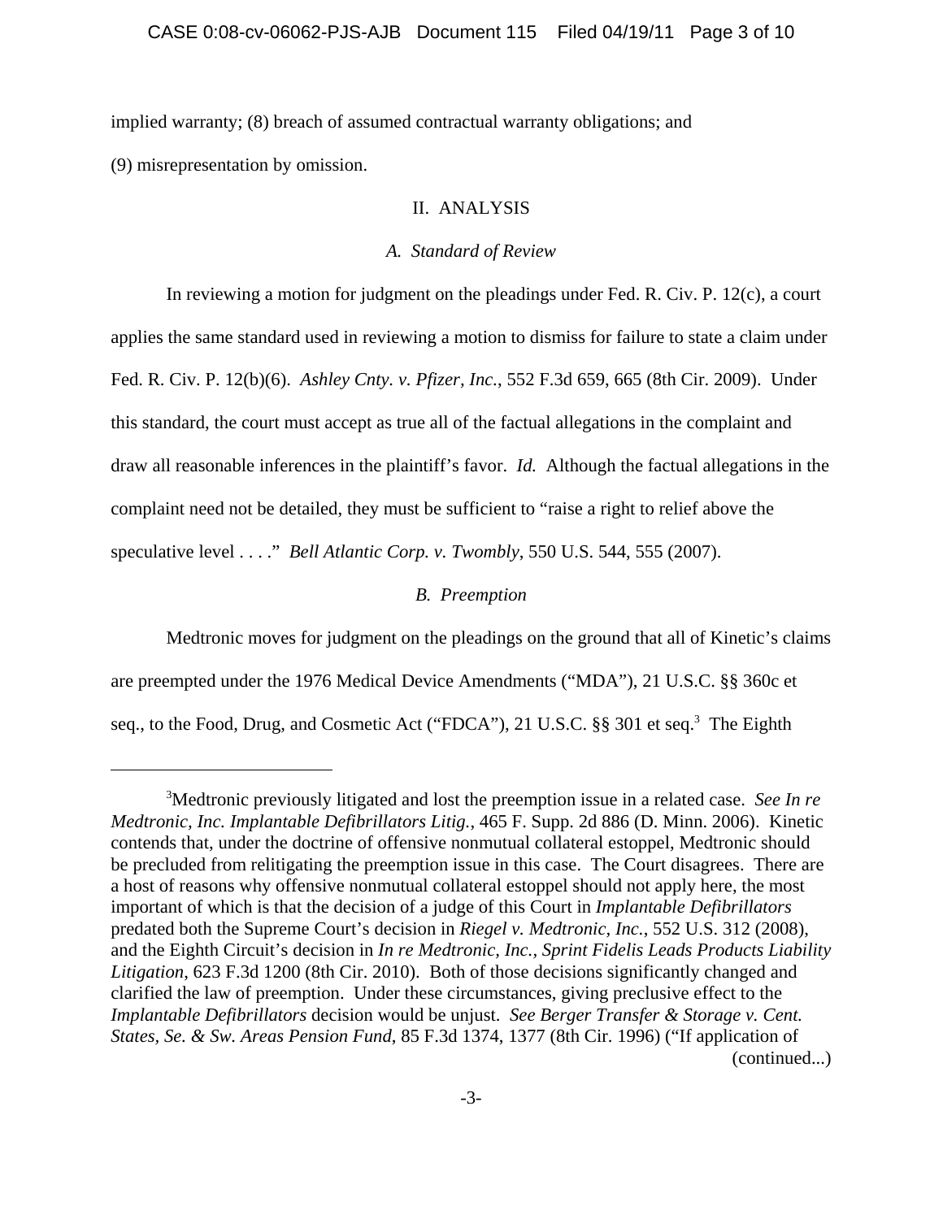implied warranty; (8) breach of assumed contractual warranty obligations; and (9) misrepresentation by omission.

## II. ANALYSIS

### *A. Standard of Review*

In reviewing a motion for judgment on the pleadings under Fed. R. Civ. P. 12(c), a court applies the same standard used in reviewing a motion to dismiss for failure to state a claim under Fed. R. Civ. P. 12(b)(6). *Ashley Cnty. v. Pfizer, Inc.*, 552 F.3d 659, 665 (8th Cir. 2009). Under this standard, the court must accept as true all of the factual allegations in the complaint and draw all reasonable inferences in the plaintiff's favor. *Id.* Although the factual allegations in the complaint need not be detailed, they must be sufficient to "raise a right to relief above the speculative level . . . ." *Bell Atlantic Corp. v. Twombly*, 550 U.S. 544, 555 (2007).

### *B. Preemption*

Medtronic moves for judgment on the pleadings on the ground that all of Kinetic's claims are preempted under the 1976 Medical Device Amendments ("MDA"), 21 U.S.C. §§ 360c et seq., to the Food, Drug, and Cosmetic Act ("FDCA"), 21 U.S.C. §§ 301 et seq.[3] The Eighth

---

[3]Medtronic previously litigated and lost the preemption issue in a related case. *See In re Medtronic, Inc. Implantable Defibrillators Litig.*, 465 F. Supp. 2d 886 (D. Minn. 2006). Kinetic contends that, under the doctrine of offensive nonmutual collateral estoppel, Medtronic should be precluded from relitigating the preemption issue in this case. The Court disagrees. There are a host of reasons why offensive nonmutual collateral estoppel should not apply here, the most important of which is that the decision of a judge of this Court in *Implantable Defibrillators* predated both the Supreme Court's decision in *Riegel v. Medtronic, Inc.*, 552 U.S. 312 (2008), and the Eighth Circuit's decision in *In re Medtronic, Inc., Sprint Fidelis Leads Products Liability Litigation*, 623 F.3d 1200 (8th Cir. 2010). Both of those decisions significantly changed and clarified the law of preemption. Under these circumstances, giving preclusive effect to the *Implantable Defibrillators* decision would be unjust. *See Berger Transfer & Storage v. Cent. States, Se. & Sw. Areas Pension Fund*, 85 F.3d 1374, 1377 (8th Cir. 1996) ("If application of

(continued...)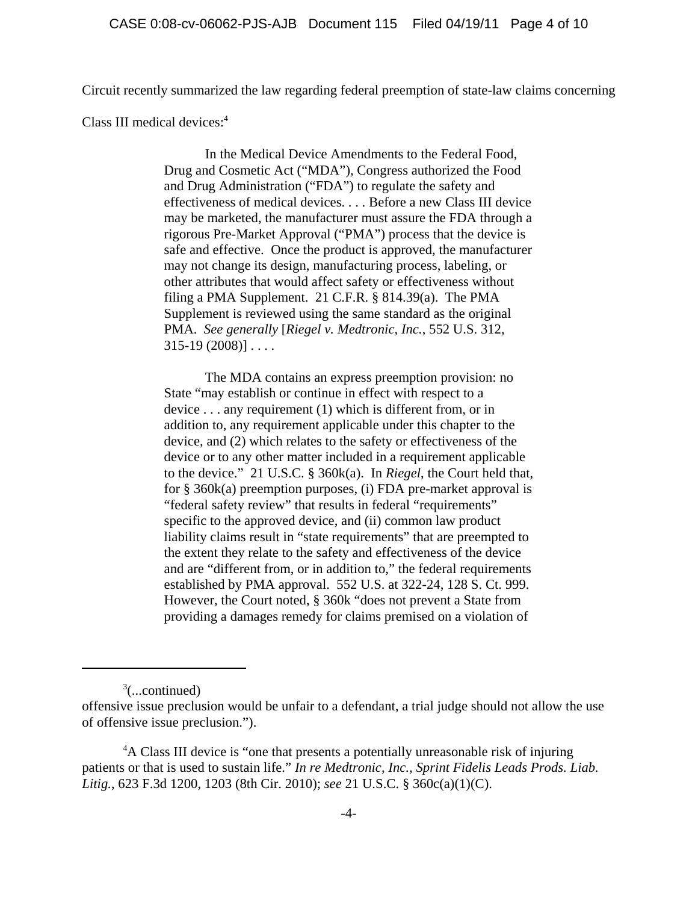Circuit recently summarized the law regarding federal preemption of state-law claims concerning Class III medical devices:[4]

> In the Medical Device Amendments to the Federal Food, Drug and Cosmetic Act ("MDA"), Congress authorized the Food and Drug Administration ("FDA") to regulate the safety and effectiveness of medical devices. . . . Before a new Class III device may be marketed, the manufacturer must assure the FDA through a rigorous Pre-Market Approval ("PMA") process that the device is safe and effective. Once the product is approved, the manufacturer may not change its design, manufacturing process, labeling, or other attributes that would affect safety or effectiveness without filing a PMA Supplement. 21 C.F.R. § 814.39(a). The PMA Supplement is reviewed using the same standard as the original PMA. *See generally* [*Riegel v. Medtronic, Inc.*, 552 U.S. 312, 315-19 (2008)] . . . .
>
> The MDA contains an express preemption provision: no State "may establish or continue in effect with respect to a device . . . any requirement (1) which is different from, or in addition to, any requirement applicable under this chapter to the device, and (2) which relates to the safety or effectiveness of the device or to any other matter included in a requirement applicable to the device." 21 U.S.C. § 360k(a). In *Riegel*, the Court held that, for § 360k(a) preemption purposes, (i) FDA pre-market approval is "federal safety review" that results in federal "requirements" specific to the approved device, and (ii) common law product liability claims result in "state requirements" that are preempted to the extent they relate to the safety and effectiveness of the device and are "different from, or in addition to," the federal requirements established by PMA approval. 552 U.S. at 322-24, 128 S. Ct. 999. However, the Court noted, § 360k "does not prevent a State from providing a damages remedy for claims premised on a violation of

---

[3](...continued)
offensive issue preclusion would be unfair to a defendant, a trial judge should not allow the use of offensive issue preclusion.").

[4]A Class III device is "one that presents a potentially unreasonable risk of injuring patients or that is used to sustain life." *In re Medtronic, Inc., Sprint Fidelis Leads Prods. Liab. Litig.*, 623 F.3d 1200, 1203 (8th Cir. 2010); *see* 21 U.S.C. § 360c(a)(1)(C).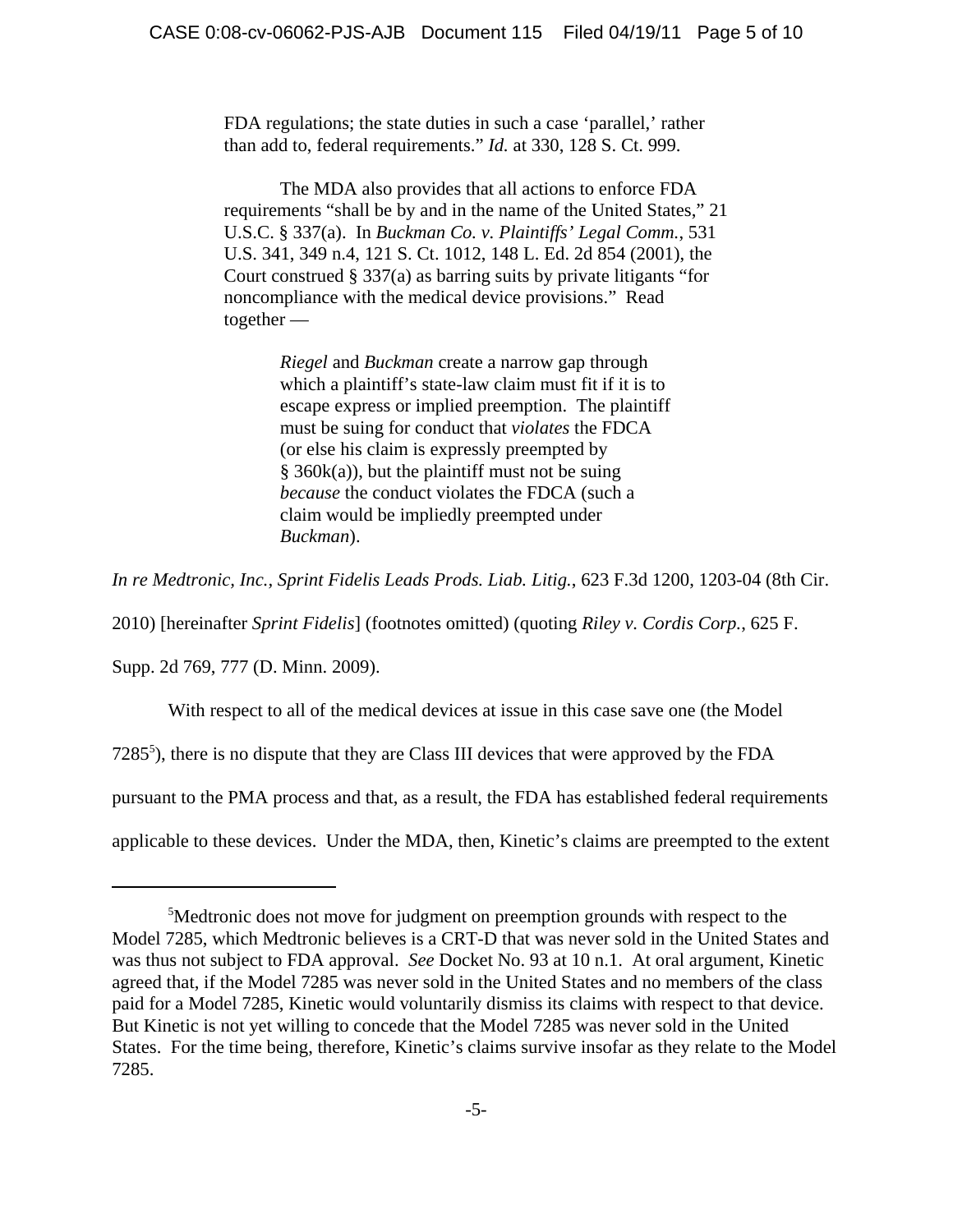> FDA regulations; the state duties in such a case 'parallel,' rather than add to, federal requirements." *Id.* at 330, 128 S. Ct. 999.
>
> The MDA also provides that all actions to enforce FDA requirements "shall be by and in the name of the United States," 21 U.S.C. § 337(a). In *Buckman Co. v. Plaintiffs' Legal Comm.*, 531 U.S. 341, 349 n.4, 121 S. Ct. 1012, 148 L. Ed. 2d 854 (2001), the Court construed § 337(a) as barring suits by private litigants "for noncompliance with the medical device provisions." Read together —
>
> > *Riegel* and *Buckman* create a narrow gap through which a plaintiff's state-law claim must fit if it is to escape express or implied preemption. The plaintiff must be suing for conduct that *violates* the FDCA (or else his claim is expressly preempted by § 360k(a)), but the plaintiff must not be suing *because* the conduct violates the FDCA (such a claim would be impliedly preempted under *Buckman*).

*In re Medtronic, Inc., Sprint Fidelis Leads Prods. Liab. Litig.*, 623 F.3d 1200, 1203-04 (8th Cir. 2010) [hereinafter *Sprint Fidelis*] (footnotes omitted) (quoting *Riley v. Cordis Corp.*, 625 F. Supp. 2d 769, 777 (D. Minn. 2009).

With respect to all of the medical devices at issue in this case save one (the Model 7285[5]), there is no dispute that they are Class III devices that were approved by the FDA pursuant to the PMA process and that, as a result, the FDA has established federal requirements applicable to these devices. Under the MDA, then, Kinetic's claims are preempted to the extent

---

[5] Medtronic does not move for judgment on preemption grounds with respect to the Model 7285, which Medtronic believes is a CRT-D that was never sold in the United States and was thus not subject to FDA approval. *See* Docket No. 93 at 10 n.1. At oral argument, Kinetic agreed that, if the Model 7285 was never sold in the United States and no members of the class paid for a Model 7285, Kinetic would voluntarily dismiss its claims with respect to that device. But Kinetic is not yet willing to concede that the Model 7285 was never sold in the United States. For the time being, therefore, Kinetic's claims survive insofar as they relate to the Model 7285.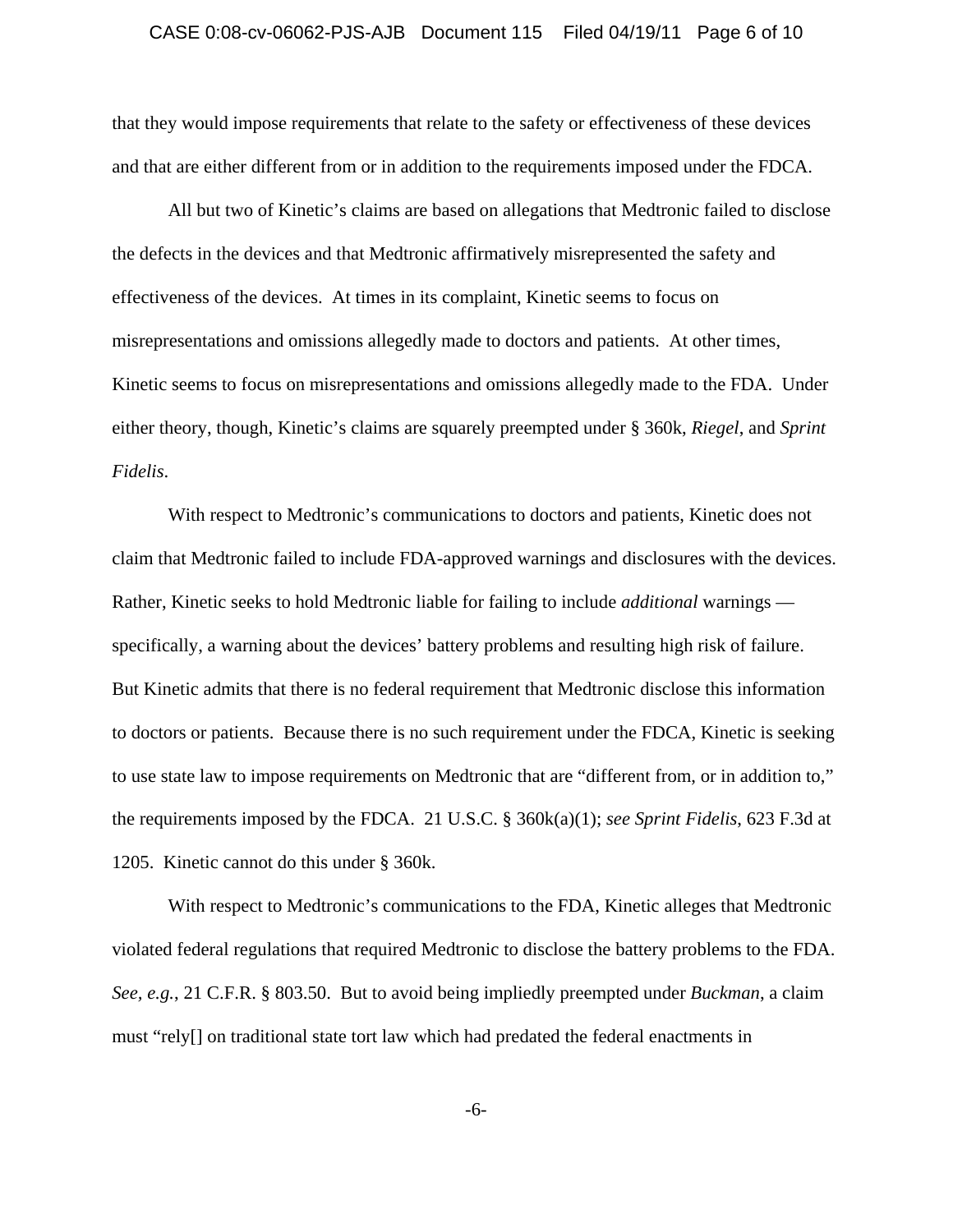that they would impose requirements that relate to the safety or effectiveness of these devices and that are either different from or in addition to the requirements imposed under the FDCA.

All but two of Kinetic's claims are based on allegations that Medtronic failed to disclose the defects in the devices and that Medtronic affirmatively misrepresented the safety and effectiveness of the devices. At times in its complaint, Kinetic seems to focus on misrepresentations and omissions allegedly made to doctors and patients. At other times, Kinetic seems to focus on misrepresentations and omissions allegedly made to the FDA. Under either theory, though, Kinetic's claims are squarely preempted under § 360k, *Riegel*, and *Sprint Fidelis*.

With respect to Medtronic's communications to doctors and patients, Kinetic does not claim that Medtronic failed to include FDA-approved warnings and disclosures with the devices. Rather, Kinetic seeks to hold Medtronic liable for failing to include *additional* warnings — specifically, a warning about the devices' battery problems and resulting high risk of failure. But Kinetic admits that there is no federal requirement that Medtronic disclose this information to doctors or patients. Because there is no such requirement under the FDCA, Kinetic is seeking to use state law to impose requirements on Medtronic that are "different from, or in addition to," the requirements imposed by the FDCA. 21 U.S.C. § 360k(a)(1); *see Sprint Fidelis*, 623 F.3d at 1205. Kinetic cannot do this under § 360k.

With respect to Medtronic's communications to the FDA, Kinetic alleges that Medtronic violated federal regulations that required Medtronic to disclose the battery problems to the FDA. *See, e.g.*, 21 C.F.R. § 803.50. But to avoid being impliedly preempted under *Buckman*, a claim must "rely[] on traditional state tort law which had predated the federal enactments in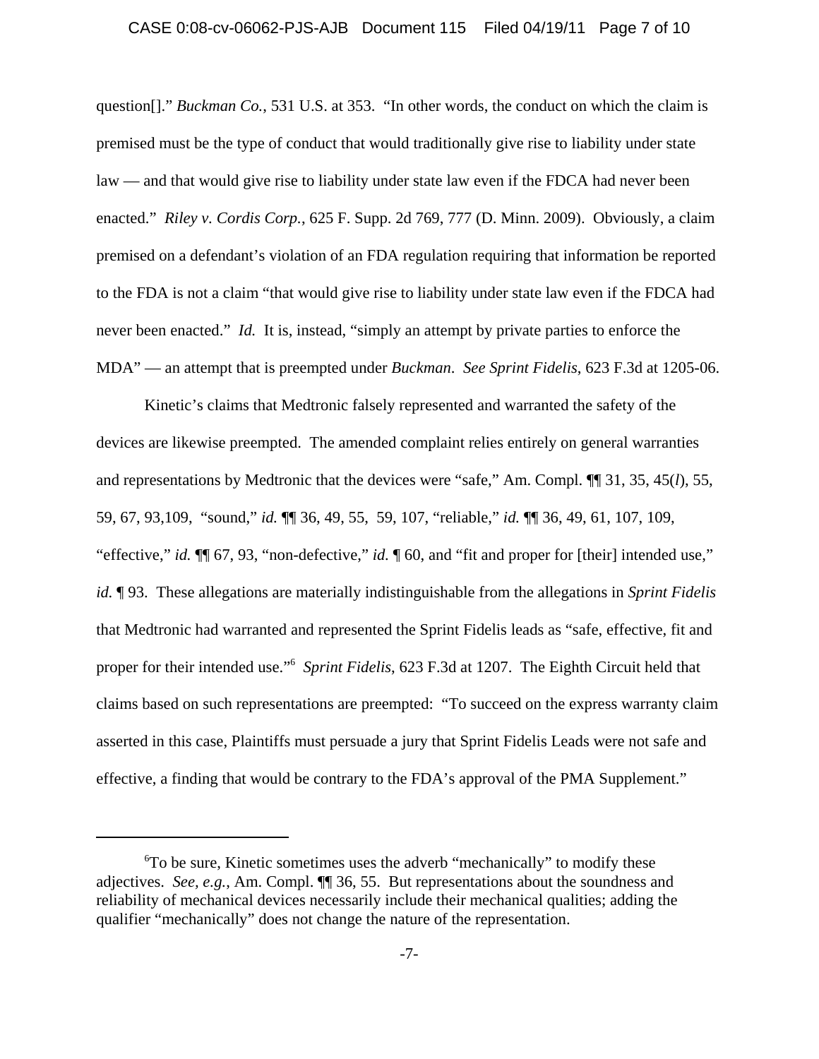question[]." *Buckman Co.*, 531 U.S. at 353. "In other words, the conduct on which the claim is premised must be the type of conduct that would traditionally give rise to liability under state law — and that would give rise to liability under state law even if the FDCA had never been enacted." *Riley v. Cordis Corp.*, 625 F. Supp. 2d 769, 777 (D. Minn. 2009). Obviously, a claim premised on a defendant's violation of an FDA regulation requiring that information be reported to the FDA is not a claim "that would give rise to liability under state law even if the FDCA had never been enacted." *Id.* It is, instead, "simply an attempt by private parties to enforce the MDA" — an attempt that is preempted under *Buckman*. *See Sprint Fidelis*, 623 F.3d at 1205-06.

Kinetic's claims that Medtronic falsely represented and warranted the safety of the devices are likewise preempted. The amended complaint relies entirely on general warranties and representations by Medtronic that the devices were "safe," Am. Compl. ¶¶ 31, 35, 45(*l*), 55, 59, 67, 93,109, "sound," *id.* ¶¶ 36, 49, 55, 59, 107, "reliable," *id.* ¶¶ 36, 49, 61, 107, 109, "effective," *id.* ¶¶ 67, 93, "non-defective," *id.* ¶ 60, and "fit and proper for [their] intended use," *id.* ¶ 93. These allegations are materially indistinguishable from the allegations in *Sprint Fidelis* that Medtronic had warranted and represented the Sprint Fidelis leads as "safe, effective, fit and proper for their intended use."[6] *Sprint Fidelis*, 623 F.3d at 1207. The Eighth Circuit held that claims based on such representations are preempted: "To succeed on the express warranty claim asserted in this case, Plaintiffs must persuade a jury that Sprint Fidelis Leads were not safe and effective, a finding that would be contrary to the FDA's approval of the PMA Supplement."

---

[6] To be sure, Kinetic sometimes uses the adverb "mechanically" to modify these adjectives. *See, e.g.*, Am. Compl. ¶¶ 36, 55. But representations about the soundness and reliability of mechanical devices necessarily include their mechanical qualities; adding the qualifier "mechanically" does not change the nature of the representation.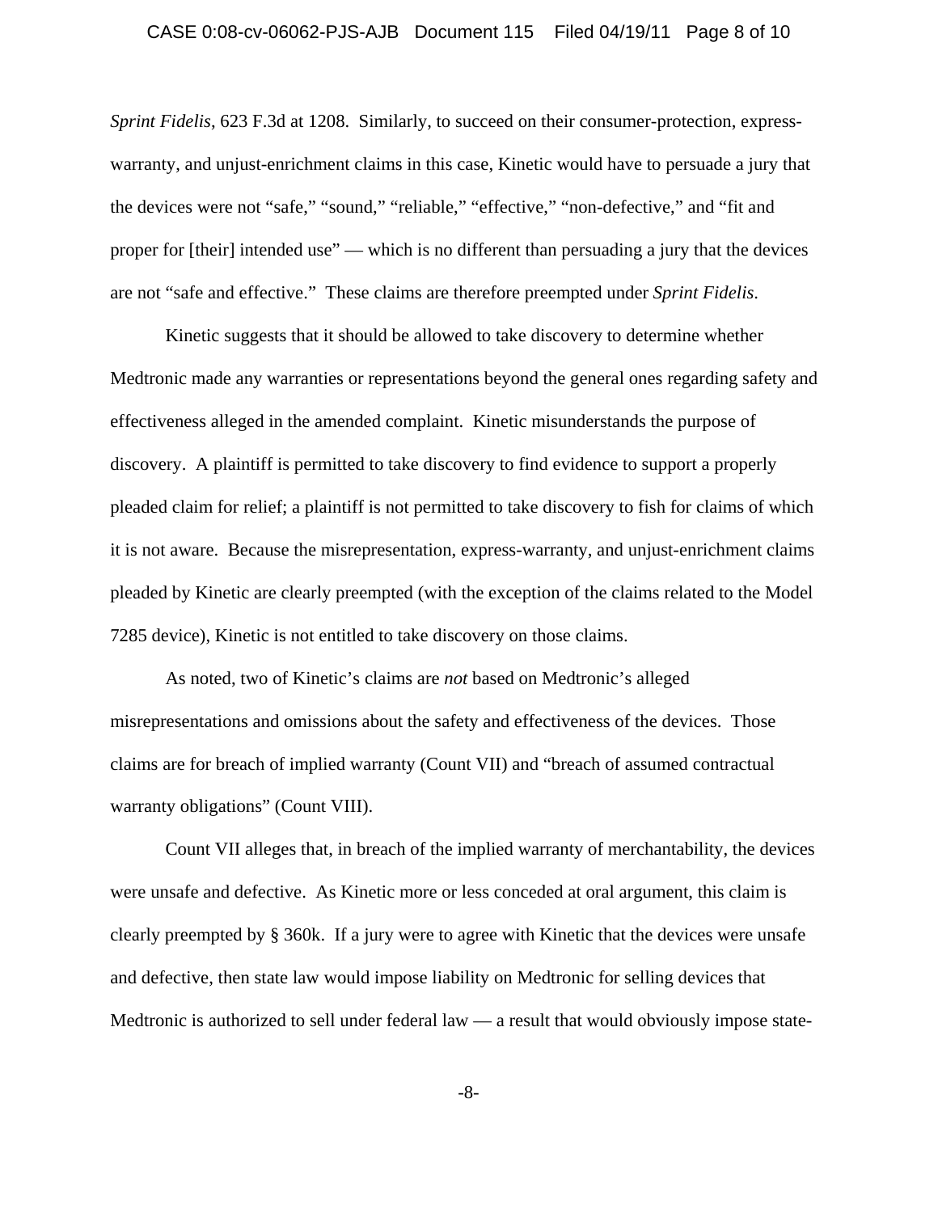*Sprint Fidelis*, 623 F.3d at 1208. Similarly, to succeed on their consumer-protection, express-warranty, and unjust-enrichment claims in this case, Kinetic would have to persuade a jury that the devices were not "safe," "sound," "reliable," "effective," "non-defective," and "fit and proper for [their] intended use" — which is no different than persuading a jury that the devices are not "safe and effective." These claims are therefore preempted under *Sprint Fidelis*.

Kinetic suggests that it should be allowed to take discovery to determine whether Medtronic made any warranties or representations beyond the general ones regarding safety and effectiveness alleged in the amended complaint. Kinetic misunderstands the purpose of discovery. A plaintiff is permitted to take discovery to find evidence to support a properly pleaded claim for relief; a plaintiff is not permitted to take discovery to fish for claims of which it is not aware. Because the misrepresentation, express-warranty, and unjust-enrichment claims pleaded by Kinetic are clearly preempted (with the exception of the claims related to the Model 7285 device), Kinetic is not entitled to take discovery on those claims.

As noted, two of Kinetic's claims are *not* based on Medtronic's alleged misrepresentations and omissions about the safety and effectiveness of the devices. Those claims are for breach of implied warranty (Count VII) and "breach of assumed contractual warranty obligations" (Count VIII).

Count VII alleges that, in breach of the implied warranty of merchantability, the devices were unsafe and defective. As Kinetic more or less conceded at oral argument, this claim is clearly preempted by § 360k. If a jury were to agree with Kinetic that the devices were unsafe and defective, then state law would impose liability on Medtronic for selling devices that Medtronic is authorized to sell under federal law — a result that would obviously impose state-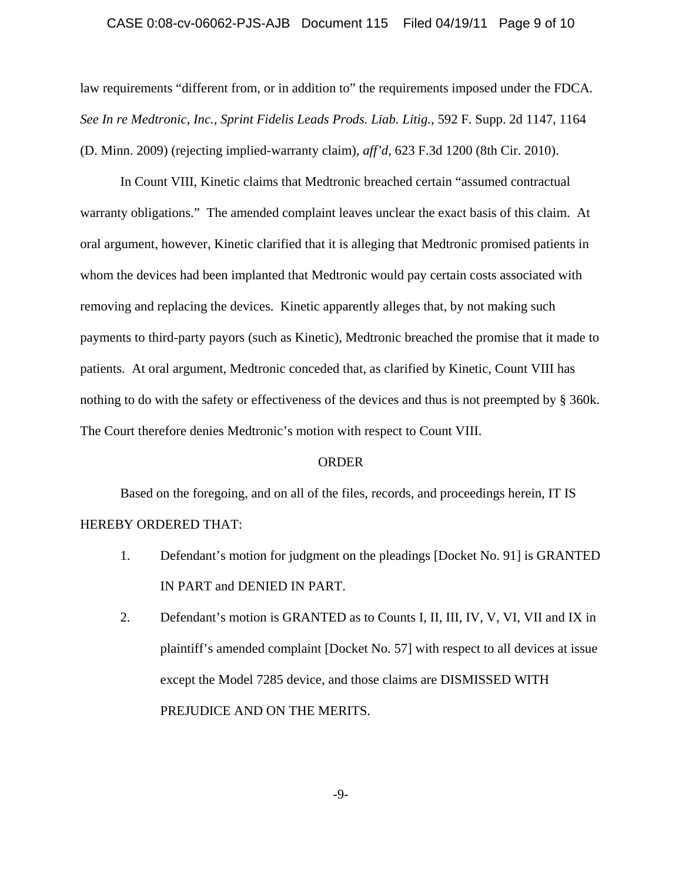law requirements "different from, or in addition to" the requirements imposed under the FDCA. *See In re Medtronic, Inc., Sprint Fidelis Leads Prods. Liab. Litig.*, 592 F. Supp. 2d 1147, 1164 (D. Minn. 2009) (rejecting implied-warranty claim), *aff'd*, 623 F.3d 1200 (8th Cir. 2010).

In Count VIII, Kinetic claims that Medtronic breached certain "assumed contractual warranty obligations." The amended complaint leaves unclear the exact basis of this claim. At oral argument, however, Kinetic clarified that it is alleging that Medtronic promised patients in whom the devices had been implanted that Medtronic would pay certain costs associated with removing and replacing the devices. Kinetic apparently alleges that, by not making such payments to third-party payors (such as Kinetic), Medtronic breached the promise that it made to patients. At oral argument, Medtronic conceded that, as clarified by Kinetic, Count VIII has nothing to do with the safety or effectiveness of the devices and thus is not preempted by § 360k. The Court therefore denies Medtronic's motion with respect to Count VIII.

## ORDER

Based on the foregoing, and on all of the files, records, and proceedings herein, IT IS HEREBY ORDERED THAT:

1. Defendant's motion for judgment on the pleadings [Docket No. 91] is GRANTED IN PART and DENIED IN PART.

2. Defendant's motion is GRANTED as to Counts I, II, III, IV, V, VI, VII and IX in plaintiff's amended complaint [Docket No. 57] with respect to all devices at issue except the Model 7285 device, and those claims are DISMISSED WITH PREJUDICE AND ON THE MERITS.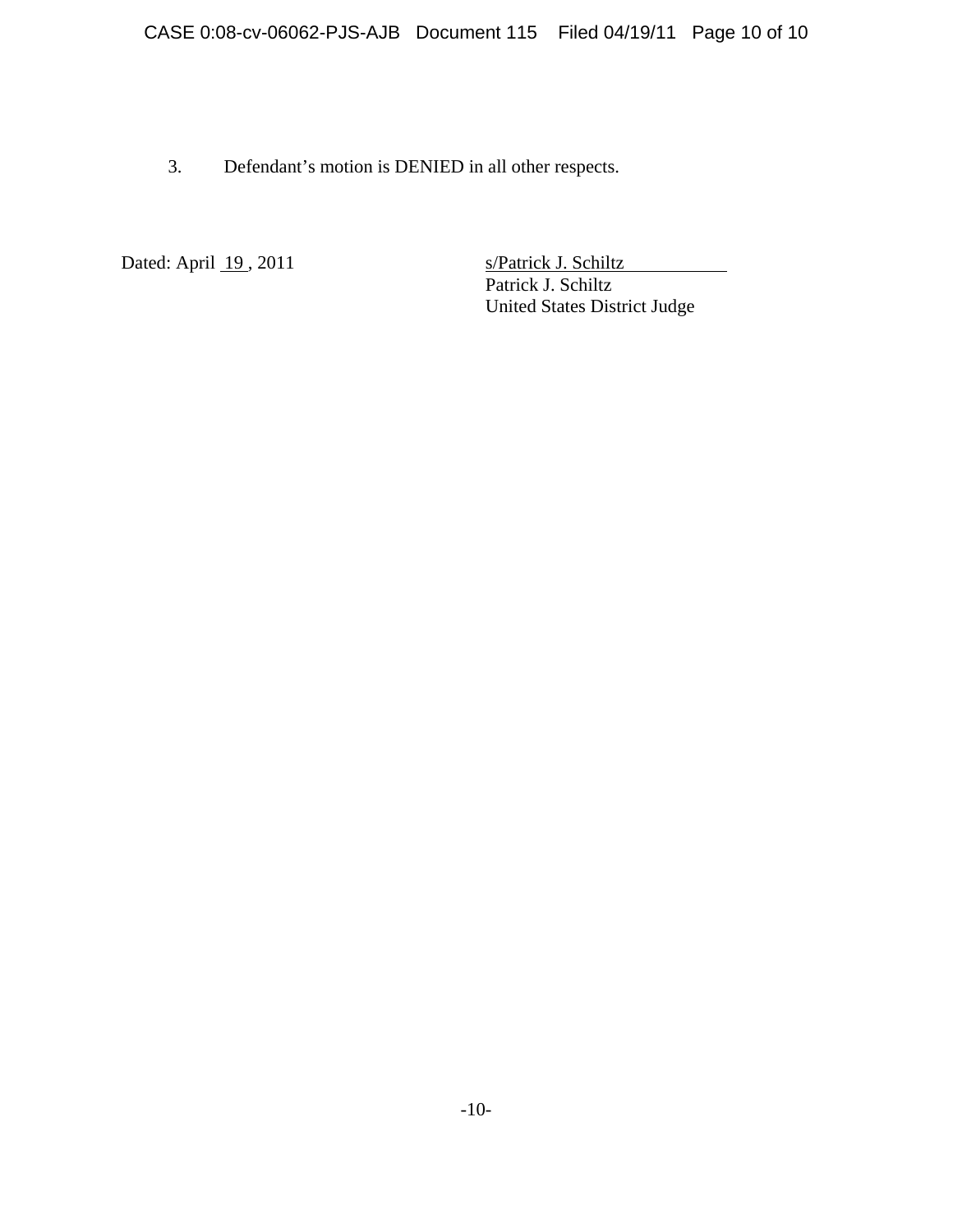3. Defendant's motion is DENIED in all other respects.

Dated: April 19 , 2011

s/Patrick J. Schiltz
Patrick J. Schiltz
United States District Judge